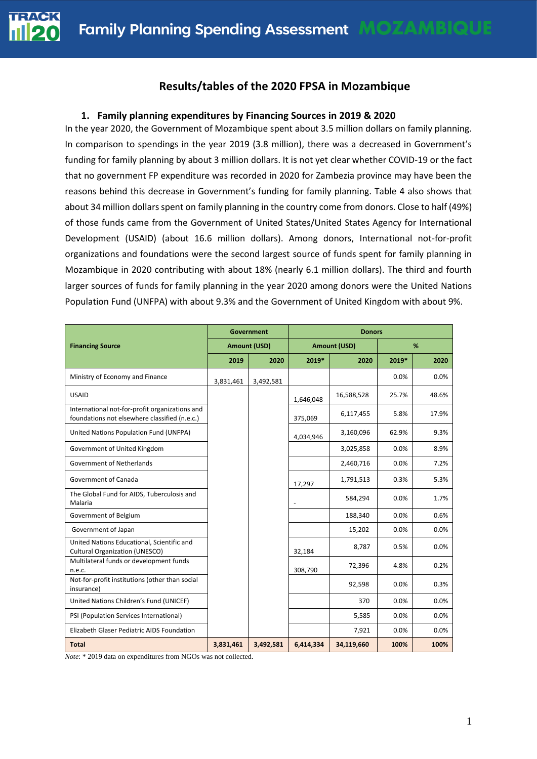## Results/tables of the 2020 FPSA in Mozambique

### 1. Family planning expenditures by Financing Sources in 2019 & 2020

In the year 2020, the Government of Mozambique spent about 3.5 million dollars on family planning. In comparison to spendings in the year 2019 (3.8 million), there was a decreased in Government's funding for family planning by about 3 million dollars. It is not yet clear whether COVID-19 or the fact that no government FP expenditure was recorded in 2020 for Zambezia province may have been the reasons behind this decrease in Government's funding for family planning. Table 4 also shows that about 34 million dollars spent on family planning in the country come from donors. Close to half (49%) of those funds came from the Government of United States/United States Agency for International Development (USAID) (about 16.6 million dollars). Among donors, International not-for-profit organizations and foundations were the second largest source of funds spent for family planning in Mozambique in 2020 contributing with about 18% (nearly 6.1 million dollars). The third and fourth larger sources of funds for family planning in the year 2020 among donors were the United Nations Population Fund (UNFPA) with about 9.3% and the Government of United Kingdom with about 9%.

| Financing Source | Government | | Donors | | | |
|---|---|---|---|---|---|---|
| | Amount (USD) | | Amount (USD) | | % | |
| | 2019 | 2020 | 2019* | 2020 | 2019* | 2020 |
| Ministry of Economy and Finance | 3,831,461 | 3,492,581 | | | 0.0% | 0.0% |
| USAID | | | 1,646,048 | 16,588,528 | 25.7% | 48.6% |
| International not-for-profit organizations and foundations not elsewhere classified (n.e.c.) | | | 375,069 | 6,117,455 | 5.8% | 17.9% |
| United Nations Population Fund (UNFPA) | | | 4,034,946 | 3,160,096 | 62.9% | 9.3% |
| Government of United Kingdom | | | | 3,025,858 | 0.0% | 8.9% |
| Government of Netherlands | | | | 2,460,716 | 0.0% | 7.2% |
| Government of Canada | | | 17,297 | 1,791,513 | 0.3% | 5.3% |
| The Global Fund for AIDS, Tuberculosis and Malaria | | | - | 584,294 | 0.0% | 1.7% |
| Government of Belgium | | | | 188,340 | 0.0% | 0.6% |
| Government of Japan | | | | 15,202 | 0.0% | 0.0% |
| United Nations Educational, Scientific and Cultural Organization (UNESCO) | | | 32,184 | 8,787 | 0.5% | 0.0% |
| Multilateral funds or development funds n.e.c. | | | 308,790 | 72,396 | 4.8% | 0.2% |
| Not-for-profit institutions (other than social insurance) | | | | 92,598 | 0.0% | 0.3% |
| United Nations Children's Fund (UNICEF) | | | | 370 | 0.0% | 0.0% |
| PSI (Population Services International) | | | | 5,585 | 0.0% | 0.0% |
| Elizabeth Glaser Pediatric AIDS Foundation | | | | 7,921 | 0.0% | 0.0% |
| **Total** | **3,831,461** | **3,492,581** | **6,414,334** | **34,119,660** | **100%** | **100%** |

*Note*: * 2019 data on expenditures from NGOs was not collected.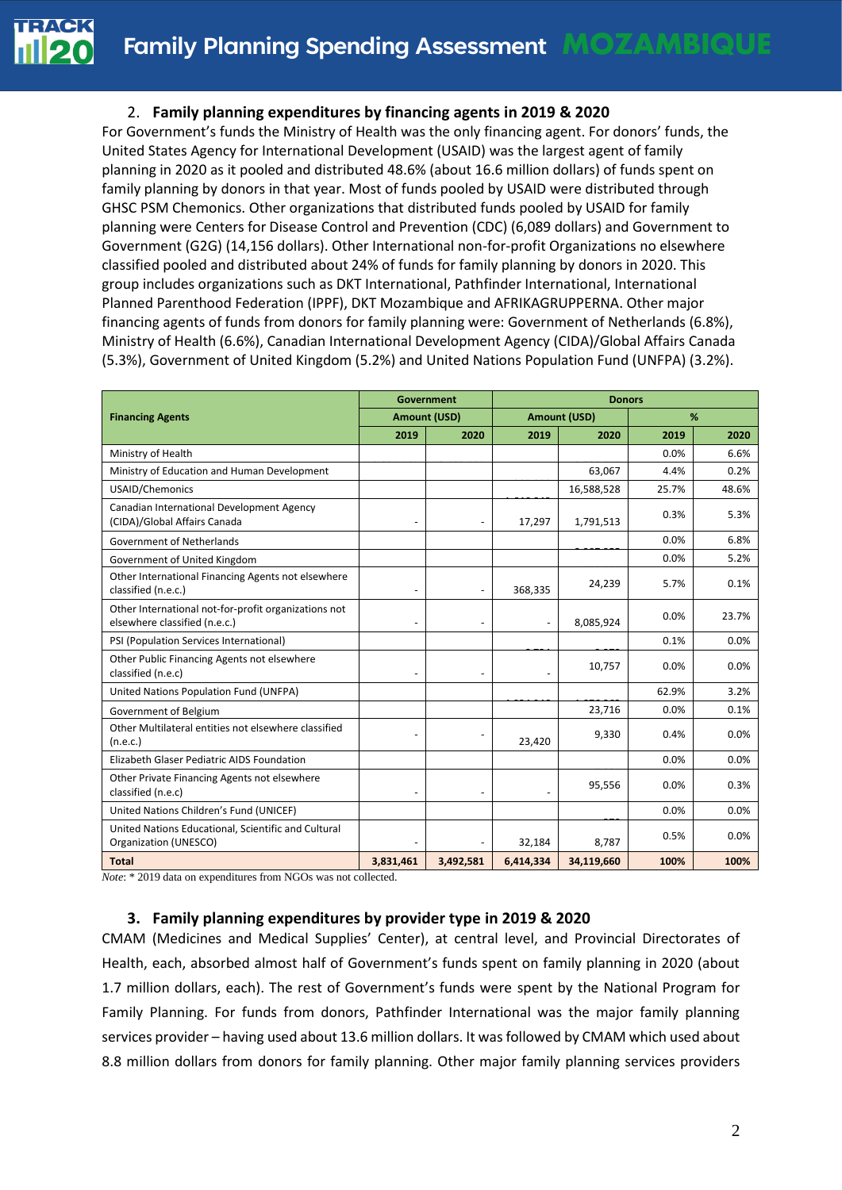## 2. **Family planning expenditures by financing agents in 2019 & 2020**

For Government's funds the Ministry of Health was the only financing agent. For donors' funds, the United States Agency for International Development (USAID) was the largest agent of family planning in 2020 as it pooled and distributed 48.6% (about 16.6 million dollars) of funds spent on family planning by donors in that year. Most of funds pooled by USAID were distributed through GHSC PSM Chemonics. Other organizations that distributed funds pooled by USAID for family planning were Centers for Disease Control and Prevention (CDC) (6,089 dollars) and Government to Government (G2G) (14,156 dollars). Other International non-for-profit Organizations no elsewhere classified pooled and distributed about 24% of funds for family planning by donors in 2020. This group includes organizations such as DKT International, Pathfinder International, International Planned Parenthood Federation (IPPF), DKT Mozambique and AFRIKAGRUPPERNA. Other major financing agents of funds from donors for family planning were: Government of Netherlands (6.8%), Ministry of Health (6.6%), Canadian International Development Agency (CIDA)/Global Affairs Canada (5.3%), Government of United Kingdom (5.2%) and United Nations Population Fund (UNFPA) (3.2%).

| Financing Agents | Government | | Donors | | | |
|---|---|---|---|---|---|---|
| | Amount (USD) | | Amount (USD) | | % | |
| | 2019 | 2020 | 2019 | 2020 | 2019 | 2020 |
| Ministry of Health | | | | | 0.0% | 6.6% |
| Ministry of Education and Human Development | | | | 63,067 | 4.4% | 0.2% |
| USAID/Chemonics | | | | 16,588,528 | 25.7% | 48.6% |
| Canadian International Development Agency (CIDA)/Global Affairs Canada | - | - | 17,297 | 1,791,513 | 0.3% | 5.3% |
| Government of Netherlands | | | | | 0.0% | 6.8% |
| Government of United Kingdom | | | | | 0.0% | 5.2% |
| Other International Financing Agents not elsewhere classified (n.e.c.) | - | - | 368,335 | 24,239 | 5.7% | 0.1% |
| Other International not-for-profit organizations not elsewhere classified (n.e.c.) | - | - | - | 8,085,924 | 0.0% | 23.7% |
| PSI (Population Services International) | | | | | 0.1% | 0.0% |
| Other Public Financing Agents not elsewhere classified (n.e.c) | - | - | - | 10,757 | 0.0% | 0.0% |
| United Nations Population Fund (UNFPA) | | | | | 62.9% | 3.2% |
| Government of Belgium | | | | 23,716 | 0.0% | 0.1% |
| Other Multilateral entities not elsewhere classified (n.e.c.) | - | - | 23,420 | 9,330 | 0.4% | 0.0% |
| Elizabeth Glaser Pediatric AIDS Foundation | | | | | 0.0% | 0.0% |
| Other Private Financing Agents not elsewhere classified (n.e.c) | - | - | - | 95,556 | 0.0% | 0.3% |
| United Nations Children's Fund (UNICEF) | | | | | 0.0% | 0.0% |
| United Nations Educational, Scientific and Cultural Organization (UNESCO) | - | - | 32,184 | 8,787 | 0.5% | 0.0% |
| **Total** | **3,831,461** | **3,492,581** | **6,414,334** | **34,119,660** | **100%** | **100%** |

*Note*: * 2019 data on expenditures from NGOs was not collected.

## 3. **Family planning expenditures by provider type in 2019 & 2020**

CMAM (Medicines and Medical Supplies' Center), at central level, and Provincial Directorates of Health, each, absorbed almost half of Government's funds spent on family planning in 2020 (about 1.7 million dollars, each). The rest of Government's funds were spent by the National Program for Family Planning. For funds from donors, Pathfinder International was the major family planning services provider – having used about 13.6 million dollars. It was followed by CMAM which used about 8.8 million dollars from donors for family planning. Other major family planning services providers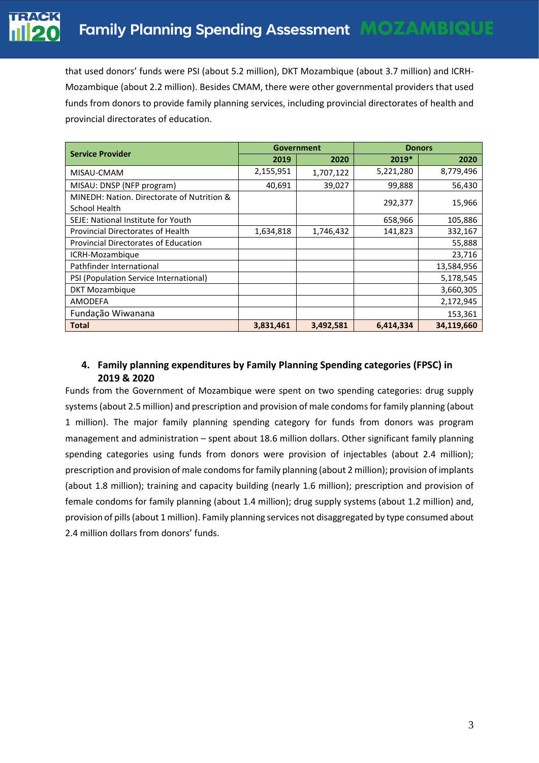that used donors' funds were PSI (about 5.2 million), DKT Mozambique (about 3.7 million) and ICRH-Mozambique (about 2.2 million). Besides CMAM, there were other governmental providers that used funds from donors to provide family planning services, including provincial directorates of health and provincial directorates of education.

| Service Provider | Government | | Donors | |
|---|---|---|---|---|
| | 2019 | 2020 | 2019* | 2020 |
| MISAU-CMAM | 2,155,951 | 1,707,122 | 5,221,280 | 8,779,496 |
| MISAU: DNSP (NFP program) | 40,691 | 39,027 | 99,888 | 56,430 |
| MINEDH: Nation. Directorate of Nutrition & School Health | | | 292,377 | 15,966 |
| SEJE: National Institute for Youth | | | 658,966 | 105,886 |
| Provincial Directorates of Health | 1,634,818 | 1,746,432 | 141,823 | 332,167 |
| Provincial Directorates of Education | | | | 55,888 |
| ICRH-Mozambique | | | | 23,716 |
| Pathfinder International | | | | 13,584,956 |
| PSI (Population Service International) | | | | 5,178,545 |
| DKT Mozambique | | | | 3,660,305 |
| AMODEFA | | | | 2,172,945 |
| Fundação Wiwanana | | | | 153,361 |
| **Total** | **3,831,461** | **3,492,581** | **6,414,334** | **34,119,660** |

## 4. Family planning expenditures by Family Planning Spending categories (FPSC) in 2019 & 2020

Funds from the Government of Mozambique were spent on two spending categories: drug supply systems (about 2.5 million) and prescription and provision of male condoms for family planning (about 1 million). The major family planning spending category for funds from donors was program management and administration – spent about 18.6 million dollars. Other significant family planning spending categories using funds from donors were provision of injectables (about 2.4 million); prescription and provision of male condoms for family planning (about 2 million); provision of implants (about 1.8 million); training and capacity building (nearly 1.6 million); prescription and provision of female condoms for family planning (about 1.4 million); drug supply systems (about 1.2 million) and, provision of pills (about 1 million). Family planning services not disaggregated by type consumed about 2.4 million dollars from donors' funds.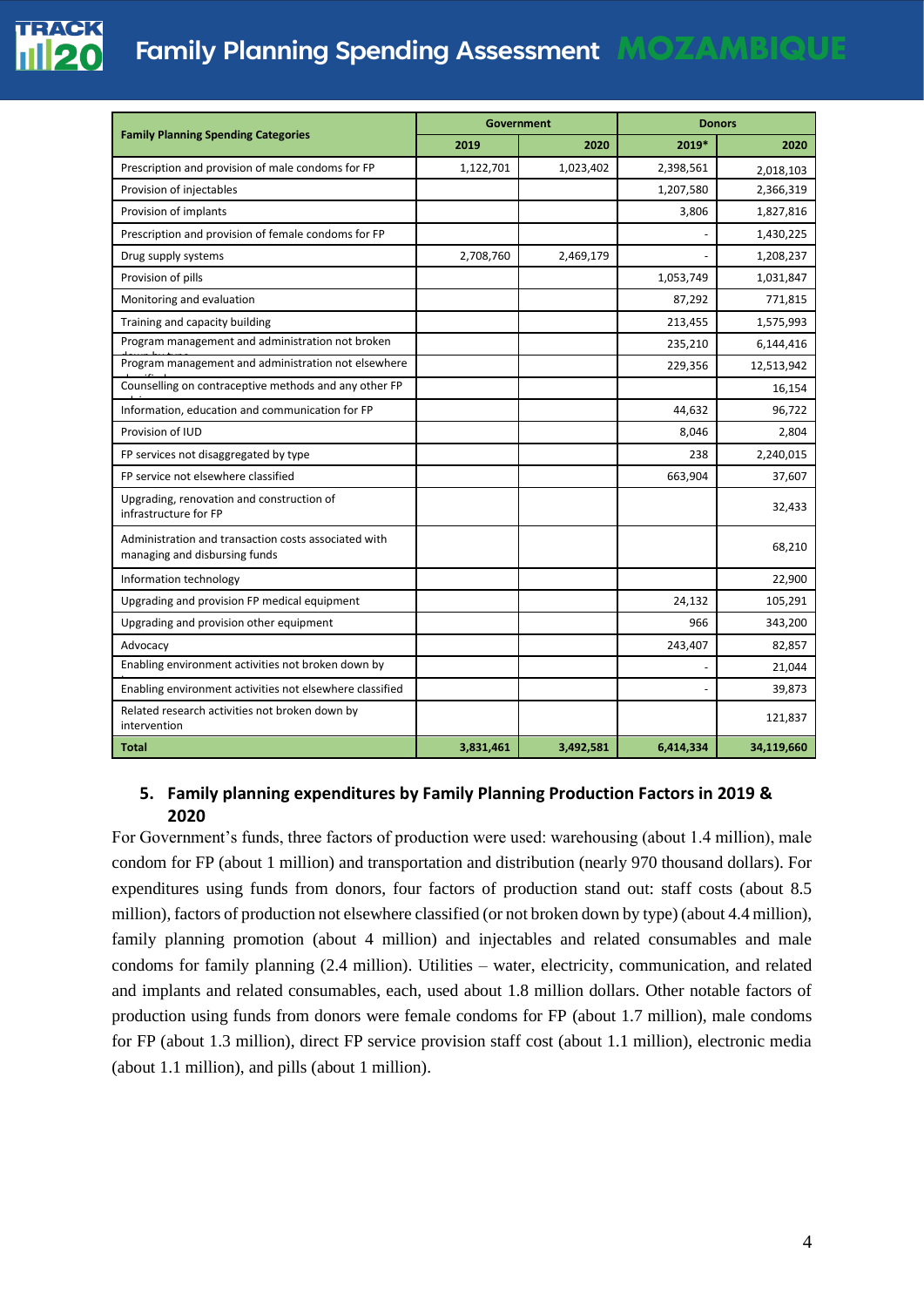| Family Planning Spending Categories | Government | | Donors | |
|---|---|---|---|---|
| | 2019 | 2020 | 2019* | 2020 |
| Prescription and provision of male condoms for FP | 1,122,701 | 1,023,402 | 2,398,561 | 2,018,103 |
| Provision of injectables | | | 1,207,580 | 2,366,319 |
| Provision of implants | | | 3,806 | 1,827,816 |
| Prescription and provision of female condoms for FP | | | - | 1,430,225 |
| Drug supply systems | 2,708,760 | 2,469,179 | - | 1,208,237 |
| Provision of pills | | | 1,053,749 | 1,031,847 |
| Monitoring and evaluation | | | 87,292 | 771,815 |
| Training and capacity building | | | 213,455 | 1,575,993 |
| Program management and administration not broken down by type | | | 235,210 | 6,144,416 |
| Program management and administration not elsewhere classified | | | 229,356 | 12,513,942 |
| Counselling on contraceptive methods and any other FP advice | | | | 16,154 |
| Information, education and communication for FP | | | 44,632 | 96,722 |
| Provision of IUD | | | 8,046 | 2,804 |
| FP services not disaggregated by type | | | 238 | 2,240,015 |
| FP service not elsewhere classified | | | 663,904 | 37,607 |
| Upgrading, renovation and construction of infrastructure for FP | | | | 32,433 |
| Administration and transaction costs associated with managing and disbursing funds | | | | 68,210 |
| Information technology | | | | 22,900 |
| Upgrading and provision FP medical equipment | | | 24,132 | 105,291 |
| Upgrading and provision other equipment | | | 966 | 343,200 |
| Advocacy | | | 243,407 | 82,857 |
| Enabling environment activities not broken down by | | | - | 21,044 |
| Enabling environment activities not elsewhere classified | | | - | 39,873 |
| Related research activities not broken down by intervention | | | | 121,837 |
| **Total** | **3,831,461** | **3,492,581** | **6,414,334** | **34,119,660** |

## 5. Family planning expenditures by Family Planning Production Factors in 2019 & 2020

For Government's funds, three factors of production were used: warehousing (about 1.4 million), male condom for FP (about 1 million) and transportation and distribution (nearly 970 thousand dollars). For expenditures using funds from donors, four factors of production stand out: staff costs (about 8.5 million), factors of production not elsewhere classified (or not broken down by type) (about 4.4 million), family planning promotion (about 4 million) and injectables and related consumables and male condoms for family planning (2.4 million). Utilities – water, electricity, communication, and related and implants and related consumables, each, used about 1.8 million dollars. Other notable factors of production using funds from donors were female condoms for FP (about 1.7 million), male condoms for FP (about 1.3 million), direct FP service provision staff cost (about 1.1 million), electronic media (about 1.1 million), and pills (about 1 million).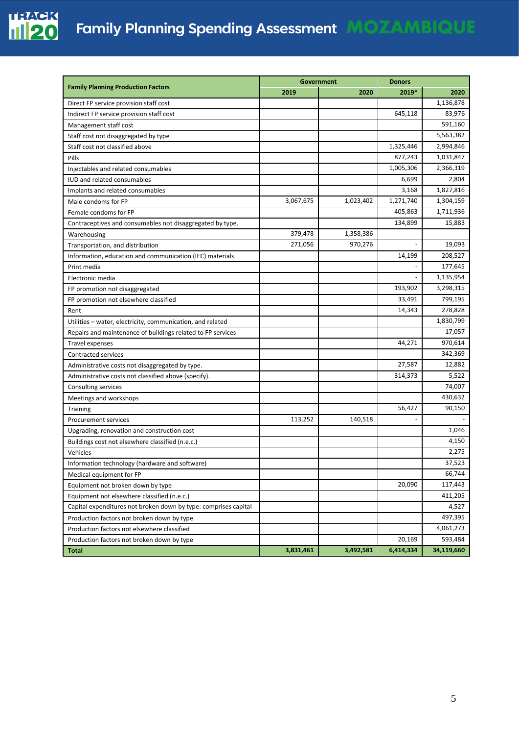# Family Planning Spending Assessment MOZAMBIQUE

| Family Planning Production Factors | Government | | Donors | |
|---|---|---|---|---|
| | 2019 | 2020 | 2019* | 2020 |
| Direct FP service provision staff cost | | | | 1,136,878 |
| Indirect FP service provision staff cost | | | 645,118 | 83,976 |
| Management staff cost | | | | 591,160 |
| Staff cost not disaggregated by type | | | | 5,563,382 |
| Staff cost not classified above | | | 1,325,446 | 2,994,846 |
| Pills | | | 877,243 | 1,031,847 |
| Injectables and related consumables | | | 1,005,306 | 2,366,319 |
| IUD and related consumables | | | 6,699 | 2,804 |
| Implants and related consumables | | | 3,168 | 1,827,816 |
| Male condoms for FP | 3,067,675 | 1,023,402 | 1,271,740 | 1,304,159 |
| Female condoms for FP | | | 405,863 | 1,711,936 |
| Contraceptives and consumables not disaggregated by type. | | | 134,899 | 15,883 |
| Warehousing | 379,478 | 1,358,386 | - | - |
| Transportation, and distribution | 271,056 | 970,276 | - | 19,093 |
| Information, education and communication (IEC) materials | | | 14,199 | 208,527 |
| Print media | | | - | 177,645 |
| Electronic media | | | - | 1,135,954 |
| FP promotion not disaggregated | | | 193,902 | 3,298,315 |
| FP promotion not elsewhere classified | | | 33,491 | 799,195 |
| Rent | | | 14,343 | 278,828 |
| Utilities – water, electricity, communication, and related | | | | 1,830,799 |
| Repairs and maintenance of buildings related to FP services | | | | 17,057 |
| Travel expenses | | | 44,271 | 970,614 |
| Contracted services | | | | 342,369 |
| Administrative costs not disaggregated by type. | | | 27,587 | 12,882 |
| Administrative costs not classified above (specify). | | | 314,373 | 5,522 |
| Consulting services | | | | 74,007 |
| Meetings and workshops | | | | 430,632 |
| Training | | | 56,427 | 90,150 |
| Procurement services | 113,252 | 140,518 | - | - |
| Upgrading, renovation and construction cost | | | | 1,046 |
| Buildings cost not elsewhere classified (n.e.c.) | | | | 4,150 |
| Vehicles | | | | 2,275 |
| Information technology (hardware and software) | | | | 37,523 |
| Medical equipment for FP | | | | 66,744 |
| Equipment not broken down by type | | | 20,090 | 117,443 |
| Equipment not elsewhere classified (n.e.c.) | | | | 411,205 |
| Capital expenditures not broken down by type: comprises capital | | | | 4,527 |
| Production factors not broken down by type | | | | 497,395 |
| Production factors not elsewhere classified | | | | 4,061,273 |
| Production factors not broken down by type | | | 20,169 | 593,484 |
| **Total** | **3,831,461** | **3,492,581** | **6,414,334** | **34,119,660** |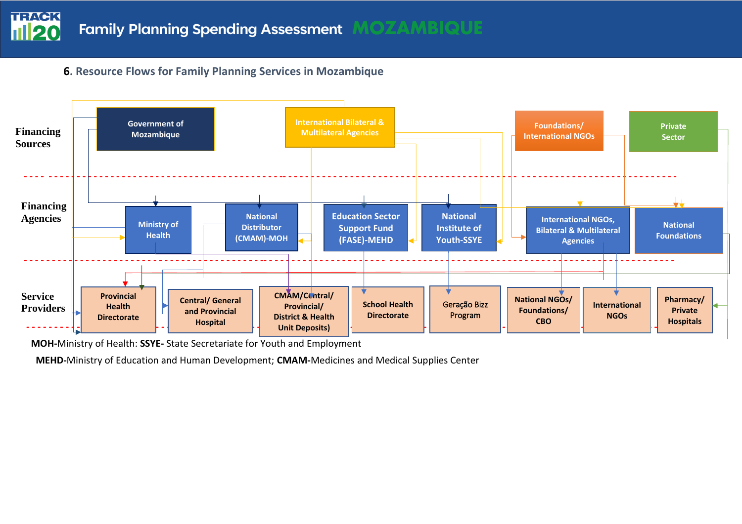## 6. Resource Flows for Family Planning Services in Mozambique

**Financing Sources**

- Government of Mozambique
- International Bilateral & Multilateral Agencies
- Foundations/ International NGOs
- Private Sector

**Financing Agencies**

- Ministry of Health
- National Distributor (CMAM)-MOH
- Education Sector Support Fund (FASE)-MEHD
- National Institute of Youth-SSYE
- International NGOs, Bilateral & Multilateral Agencies
- National Foundations

**Service Providers**

- Provincial Health Directorate
- Central/ General and Provincial Hospital
- CMAM/Central/ Provincial/ District & Health Unit Deposits)
- School Health Directorate
- Geração Bizz Program
- National NGOs/ Foundations/ CBO
- International NGOs
- Pharmacy/ Private Hospitals

**MOH**-Ministry of Health: **SSYE-** State Secretariate for Youth and Employment

**MEHD**-Ministry of Education and Human Development; **CMAM-**Medicines and Medical Supplies Center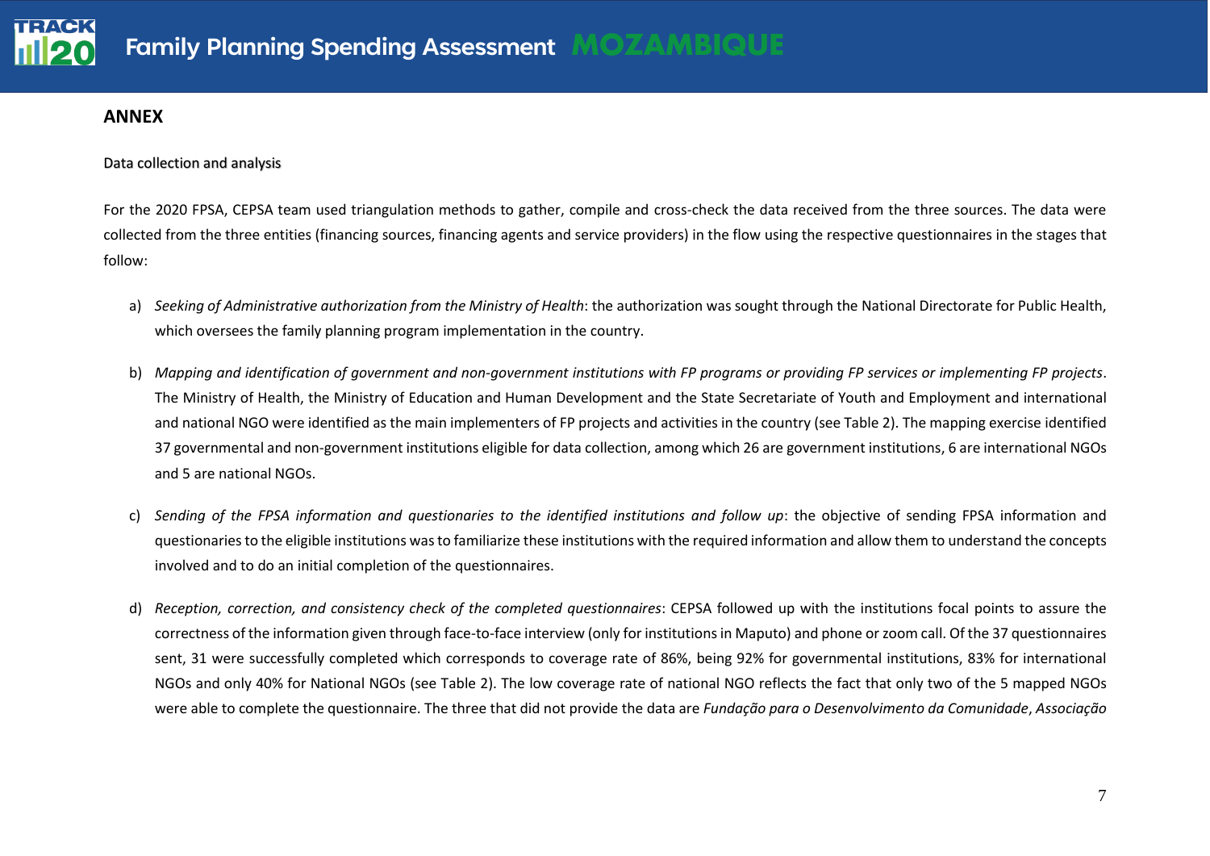## ANNEX

Data collection and analysis

For the 2020 FPSA, CEPSA team used triangulation methods to gather, compile and cross-check the data received from the three sources. The data were collected from the three entities (financing sources, financing agents and service providers) in the flow using the respective questionnaires in the stages that follow:

a) *Seeking of Administrative authorization from the Ministry of Health*: the authorization was sought through the National Directorate for Public Health, which oversees the family planning program implementation in the country.

b) *Mapping and identification of government and non-government institutions with FP programs or providing FP services or implementing FP projects*. The Ministry of Health, the Ministry of Education and Human Development and the State Secretariate of Youth and Employment and international and national NGO were identified as the main implementers of FP projects and activities in the country (see Table 2). The mapping exercise identified 37 governmental and non-government institutions eligible for data collection, among which 26 are government institutions, 6 are international NGOs and 5 are national NGOs.

c) *Sending of the FPSA information and questionaries to the identified institutions and follow up*: the objective of sending FPSA information and questionaries to the eligible institutions was to familiarize these institutions with the required information and allow them to understand the concepts involved and to do an initial completion of the questionnaires.

d) *Reception, correction, and consistency check of the completed questionnaires*: CEPSA followed up with the institutions focal points to assure the correctness of the information given through face-to-face interview (only for institutions in Maputo) and phone or zoom call. Of the 37 questionnaires sent, 31 were successfully completed which corresponds to coverage rate of 86%, being 92% for governmental institutions, 83% for international NGOs and only 40% for National NGOs (see Table 2). The low coverage rate of national NGO reflects the fact that only two of the 5 mapped NGOs were able to complete the questionnaire. The three that did not provide the data are *Fundação para o Desenvolvimento da Comunidade*, *Associação*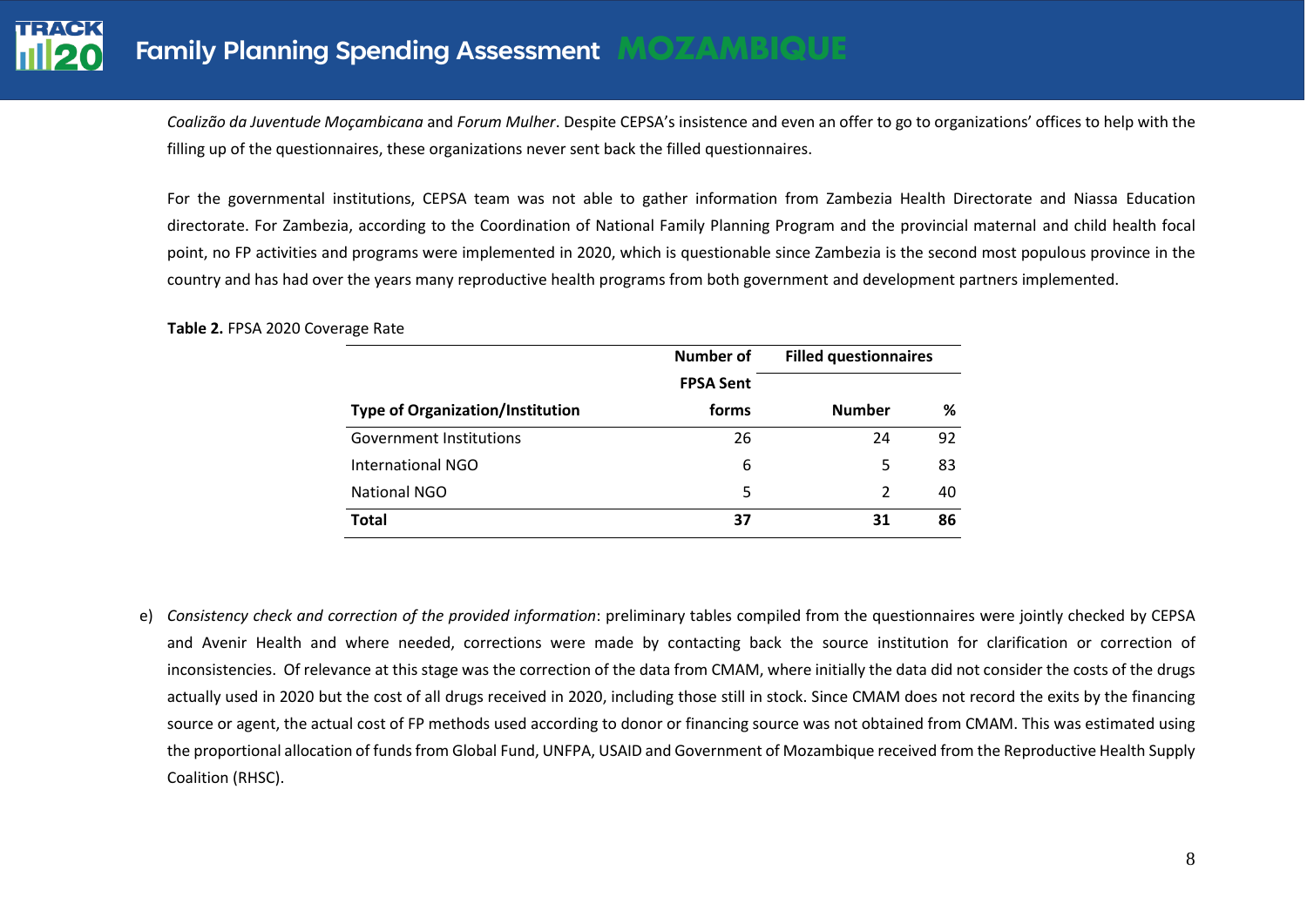*Coalizão da Juventude Moçambicana* and *Forum Mulher*. Despite CEPSA's insistence and even an offer to go to organizations' offices to help with the filling up of the questionnaires, these organizations never sent back the filled questionnaires.

For the governmental institutions, CEPSA team was not able to gather information from Zambezia Health Directorate and Niassa Education directorate. For Zambezia, according to the Coordination of National Family Planning Program and the provincial maternal and child health focal point, no FP activities and programs were implemented in 2020, which is questionable since Zambezia is the second most populous province in the country and has had over the years many reproductive health programs from both government and development partners implemented.

**Table 2.** FPSA 2020 Coverage Rate

| Type of Organization/Institution | Number of FPSA Sent forms | Filled questionnaires | |
|---|---|---|---|
| | | Number | % |
| Government Institutions | 26 | 24 | 92 |
| International NGO | 6 | 5 | 83 |
| National NGO | 5 | 2 | 40 |
| **Total** | **37** | **31** | **86** |

e) *Consistency check and correction of the provided information*: preliminary tables compiled from the questionnaires were jointly checked by CEPSA and Avenir Health and where needed, corrections were made by contacting back the source institution for clarification or correction of inconsistencies. Of relevance at this stage was the correction of the data from CMAM, where initially the data did not consider the costs of the drugs actually used in 2020 but the cost of all drugs received in 2020, including those still in stock. Since CMAM does not record the exits by the financing source or agent, the actual cost of FP methods used according to donor or financing source was not obtained from CMAM. This was estimated using the proportional allocation of funds from Global Fund, UNFPA, USAID and Government of Mozambique received from the Reproductive Health Supply Coalition (RHSC).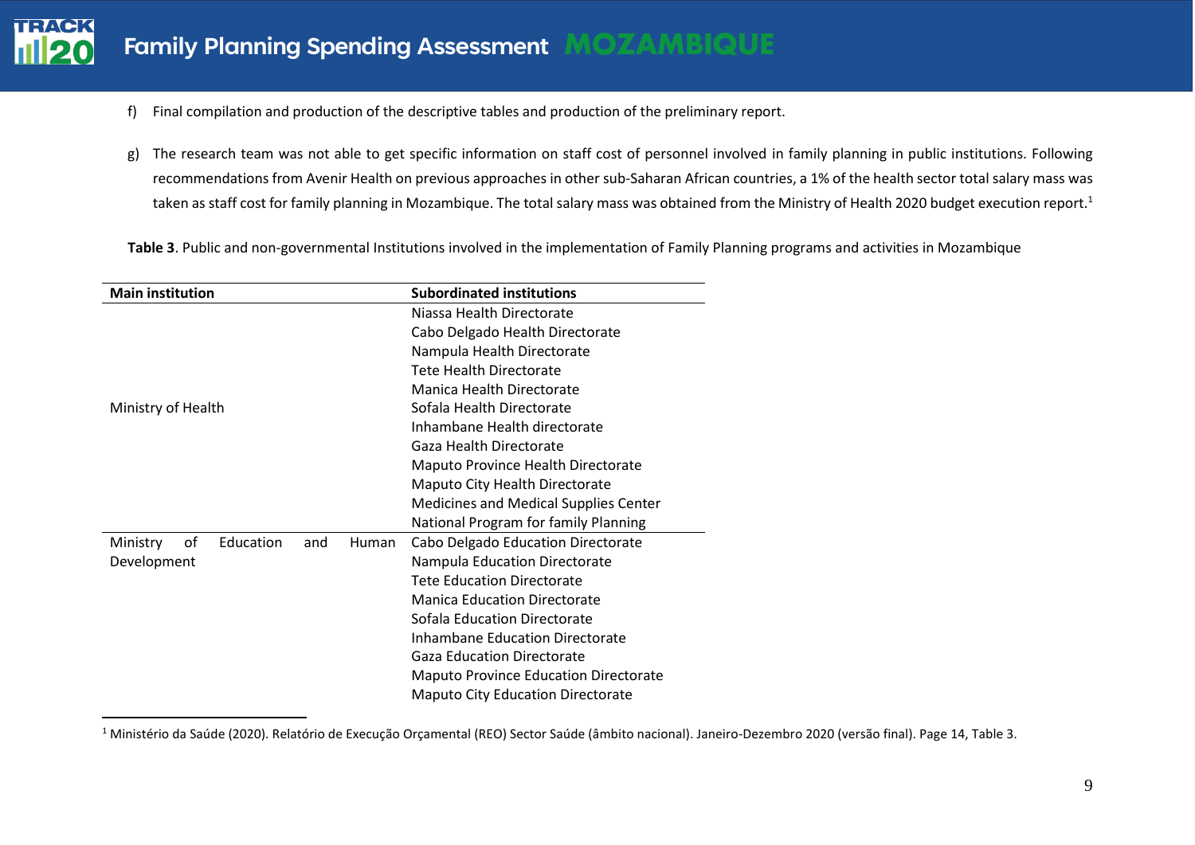f) Final compilation and production of the descriptive tables and production of the preliminary report.

g) The research team was not able to get specific information on staff cost of personnel involved in family planning in public institutions. Following recommendations from Avenir Health on previous approaches in other sub-Saharan African countries, a 1% of the health sector total salary mass was taken as staff cost for family planning in Mozambique. The total salary mass was obtained from the Ministry of Health 2020 budget execution report.[1]

**Table 3**. Public and non-governmental Institutions involved in the implementation of Family Planning programs and activities in Mozambique

| Main institution | Subordinated institutions |
|---|---|
| Ministry of Health | Niassa Health Directorate |
| | Cabo Delgado Health Directorate |
| | Nampula Health Directorate |
| | Tete Health Directorate |
| | Manica Health Directorate |
| | Sofala Health Directorate |
| | Inhambane Health directorate |
| | Gaza Health Directorate |
| | Maputo Province Health Directorate |
| | Maputo City Health Directorate |
| | Medicines and Medical Supplies Center |
| | National Program for family Planning |
| Ministry of Education and Human Development | Cabo Delgado Education Directorate |
| | Nampula Education Directorate |
| | Tete Education Directorate |
| | Manica Education Directorate |
| | Sofala Education Directorate |
| | Inhambane Education Directorate |
| | Gaza Education Directorate |
| | Maputo Province Education Directorate |
| | Maputo City Education Directorate |

[1] Ministério da Saúde (2020). Relatório de Execução Orçamental (REO) Sector Saúde (âmbito nacional). Janeiro-Dezembro 2020 (versão final). Page 14, Table 3.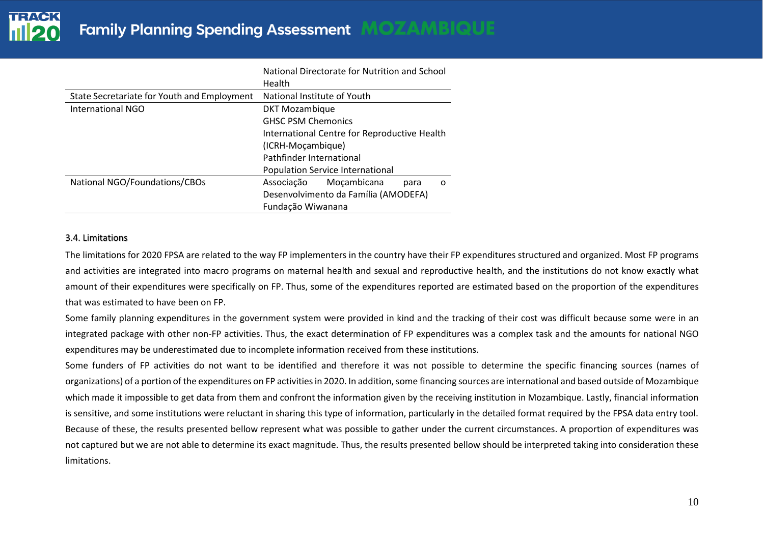| | |
|---|---|
| | National Directorate for Nutrition and School Health |
| State Secretariate for Youth and Employment | National Institute of Youth |
| International NGO | DKT Mozambique<br>GHSC PSM Chemonics<br>International Centre for Reproductive Health (ICRH-Moçambique)<br>Pathfinder International<br>Population Service International |
| National NGO/Foundations/CBOs | Associação Moçambicana para o Desenvolvimento da Família (AMODEFA)<br>Fundação Wiwanana |

### 3.4. Limitations

The limitations for 2020 FPSA are related to the way FP implementers in the country have their FP expenditures structured and organized. Most FP programs and activities are integrated into macro programs on maternal health and sexual and reproductive health, and the institutions do not know exactly what amount of their expenditures were specifically on FP. Thus, some of the expenditures reported are estimated based on the proportion of the expenditures that was estimated to have been on FP.

Some family planning expenditures in the government system were provided in kind and the tracking of their cost was difficult because some were in an integrated package with other non-FP activities. Thus, the exact determination of FP expenditures was a complex task and the amounts for national NGO expenditures may be underestimated due to incomplete information received from these institutions.

Some funders of FP activities do not want to be identified and therefore it was not possible to determine the specific financing sources (names of organizations) of a portion of the expenditures on FP activities in 2020. In addition, some financing sources are international and based outside of Mozambique which made it impossible to get data from them and confront the information given by the receiving institution in Mozambique. Lastly, financial information is sensitive, and some institutions were reluctant in sharing this type of information, particularly in the detailed format required by the FPSA data entry tool. Because of these, the results presented bellow represent what was possible to gather under the current circumstances. A proportion of expenditures was not captured but we are not able to determine its exact magnitude. Thus, the results presented bellow should be interpreted taking into consideration these limitations.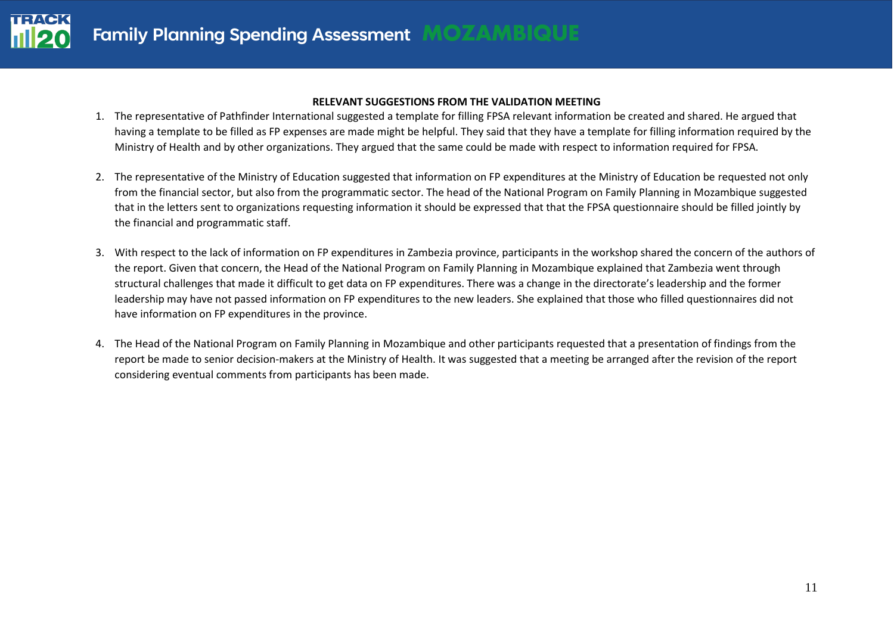**RELEVANT SUGGESTIONS FROM THE VALIDATION MEETING**

1. The representative of Pathfinder International suggested a template for filling FPSA relevant information be created and shared. He argued that having a template to be filled as FP expenses are made might be helpful. They said that they have a template for filling information required by the Ministry of Health and by other organizations. They argued that the same could be made with respect to information required for FPSA.

2. The representative of the Ministry of Education suggested that information on FP expenditures at the Ministry of Education be requested not only from the financial sector, but also from the programmatic sector. The head of the National Program on Family Planning in Mozambique suggested that in the letters sent to organizations requesting information it should be expressed that that the FPSA questionnaire should be filled jointly by the financial and programmatic staff.

3. With respect to the lack of information on FP expenditures in Zambezia province, participants in the workshop shared the concern of the authors of the report. Given that concern, the Head of the National Program on Family Planning in Mozambique explained that Zambezia went through structural challenges that made it difficult to get data on FP expenditures. There was a change in the directorate's leadership and the former leadership may have not passed information on FP expenditures to the new leaders. She explained that those who filled questionnaires did not have information on FP expenditures in the province.

4. The Head of the National Program on Family Planning in Mozambique and other participants requested that a presentation of findings from the report be made to senior decision-makers at the Ministry of Health. It was suggested that a meeting be arranged after the revision of the report considering eventual comments from participants has been made.